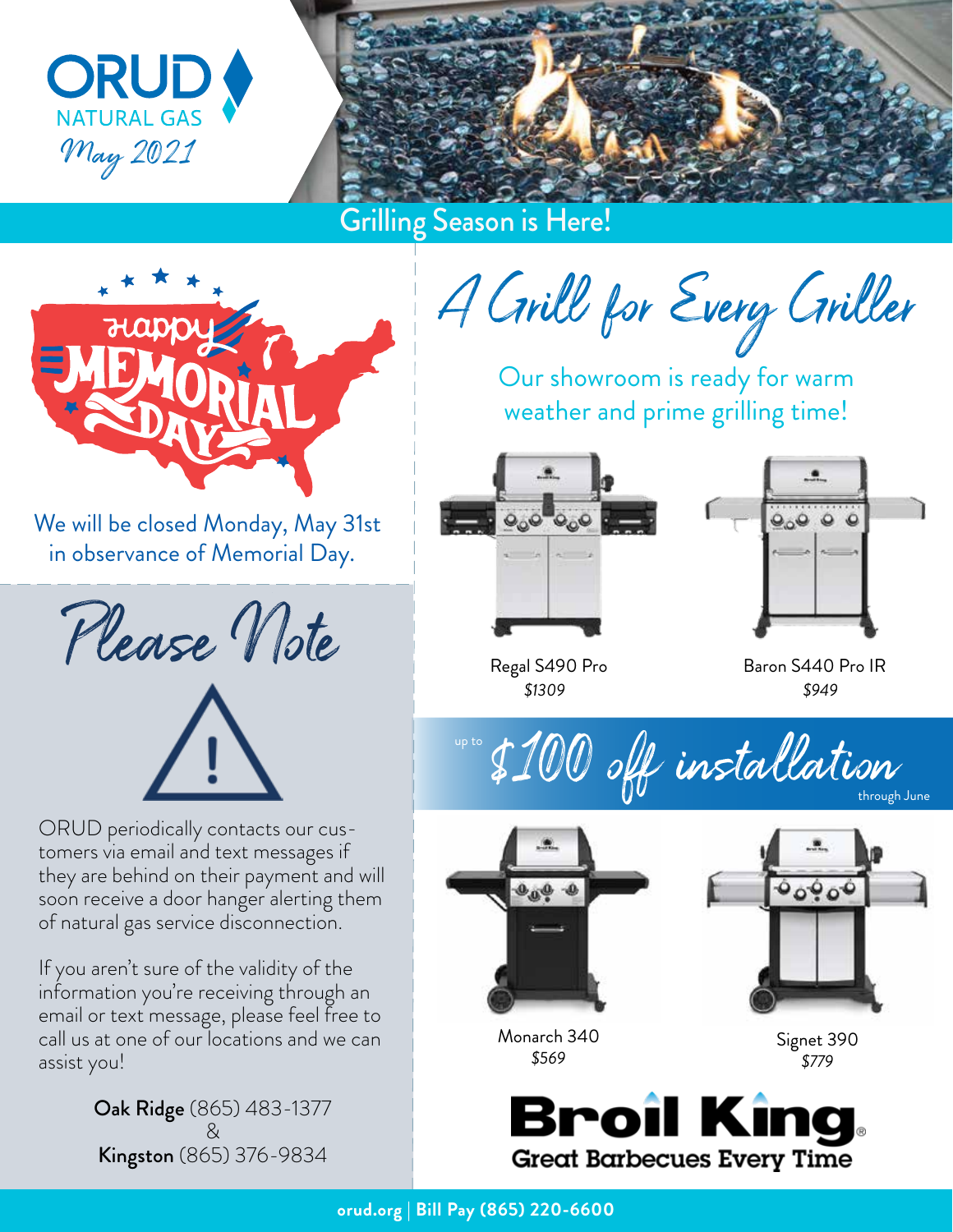# ORUD NATURAL GAS

May 2021

## Grilling Season is Here!

Happy Memorial Day

We will be closed Monday, May 31st in observance of Memorial Day.

## Please Note

ORUD periodically contacts our customers via email and text messages if they are behind on their payment and will soon receive a door hanger alerting them of natural gas service disconnection.

If you aren't sure of the validity of the information you're receiving through an email or text message, please feel free to call us at one of our locations and we can assist you!

**Oak Ridge** (865) 483-1377
&
**Kingston** (865) 376-9834

## A Grill for Every Griller

Our showroom is ready for warm weather and prime grilling time!

Regal S490 Pro
*$1309*

Baron S440 Pro IR
*$949*

up to **$100 off installation** through June

Monarch 340
*$569*

Signet 390
*$779*

**Broil King**
Great Barbecues Every Time

orud.org | Bill Pay (865) 220-6600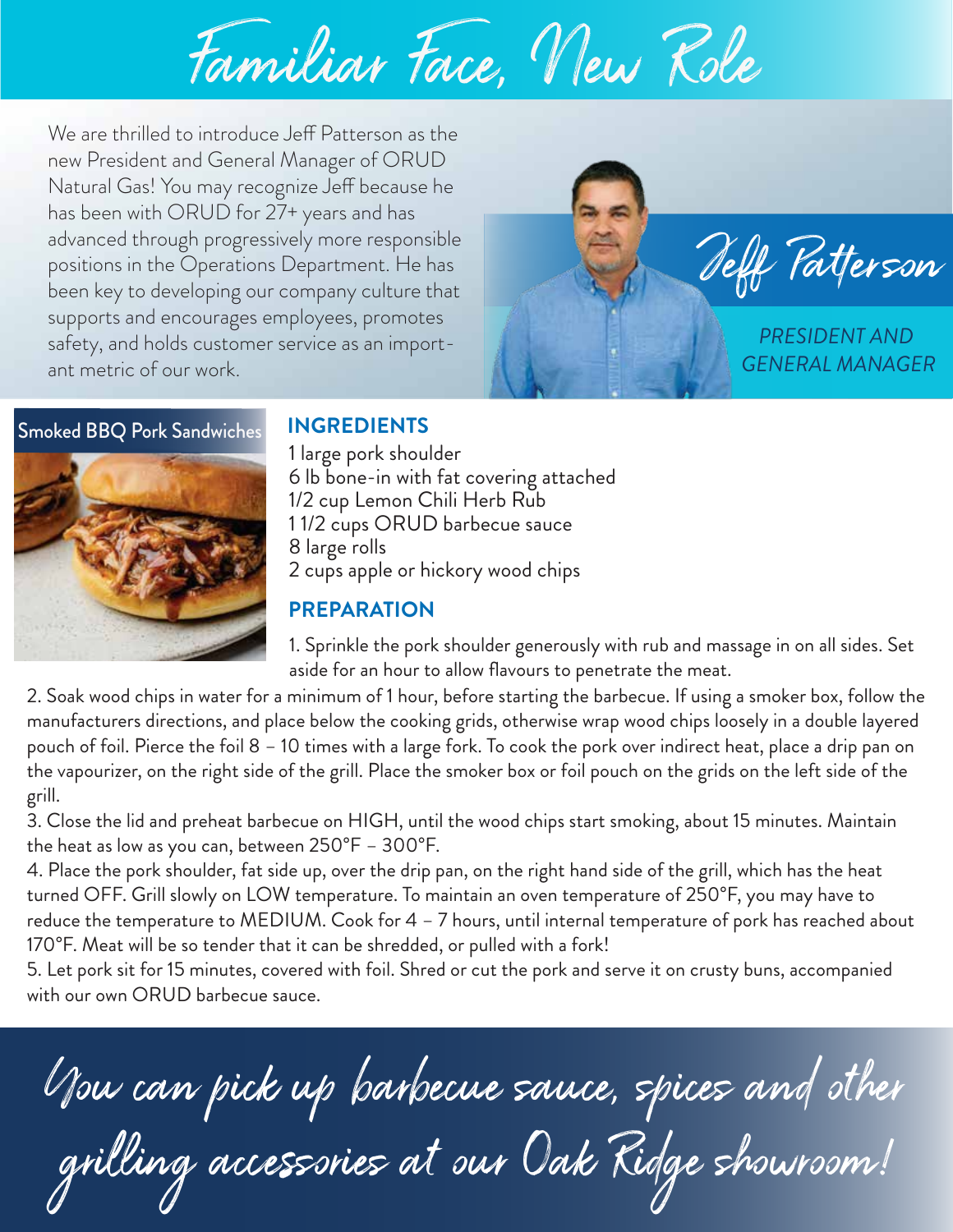# Familiar Face, New Role

We are thrilled to introduce Jeff Patterson as the new President and General Manager of ORUD Natural Gas! You may recognize Jeff because he has been with ORUD for 27+ years and has advanced through progressively more responsible positions in the Operations Department. He has been key to developing our company culture that supports and encourages employees, promotes safety, and holds customer service as an important metric of our work.

Jeff Patterson

*PRESIDENT AND GENERAL MANAGER*

## Smoked BBQ Pork Sandwiches

### INGREDIENTS

1 large pork shoulder
6 lb bone-in with fat covering attached
1/2 cup Lemon Chili Herb Rub
1 1/2 cups ORUD barbecue sauce
8 large rolls
2 cups apple or hickory wood chips

### PREPARATION

1. Sprinkle the pork shoulder generously with rub and massage in on all sides. Set aside for an hour to allow flavours to penetrate the meat.
2. Soak wood chips in water for a minimum of 1 hour, before starting the barbecue. If using a smoker box, follow the manufacturers directions, and place below the cooking grids, otherwise wrap wood chips loosely in a double layered pouch of foil. Pierce the foil 8 – 10 times with a large fork. To cook the pork over indirect heat, place a drip pan on the vapourizer, on the right side of the grill. Place the smoker box or foil pouch on the grids on the left side of the grill.
3. Close the lid and preheat barbecue on HIGH, until the wood chips start smoking, about 15 minutes. Maintain the heat as low as you can, between 250°F – 300°F.
4. Place the pork shoulder, fat side up, over the drip pan, on the right hand side of the grill, which has the heat turned OFF. Grill slowly on LOW temperature. To maintain an oven temperature of 250°F, you may have to reduce the temperature to MEDIUM. Cook for 4 – 7 hours, until internal temperature of pork has reached about 170°F. Meat will be so tender that it can be shredded, or pulled with a fork!
5. Let pork sit for 15 minutes, covered with foil. Shred or cut the pork and serve it on crusty buns, accompanied with our own ORUD barbecue sauce.

You can pick up barbecue sauce, spices and other grilling accessories at our Oak Ridge showroom!